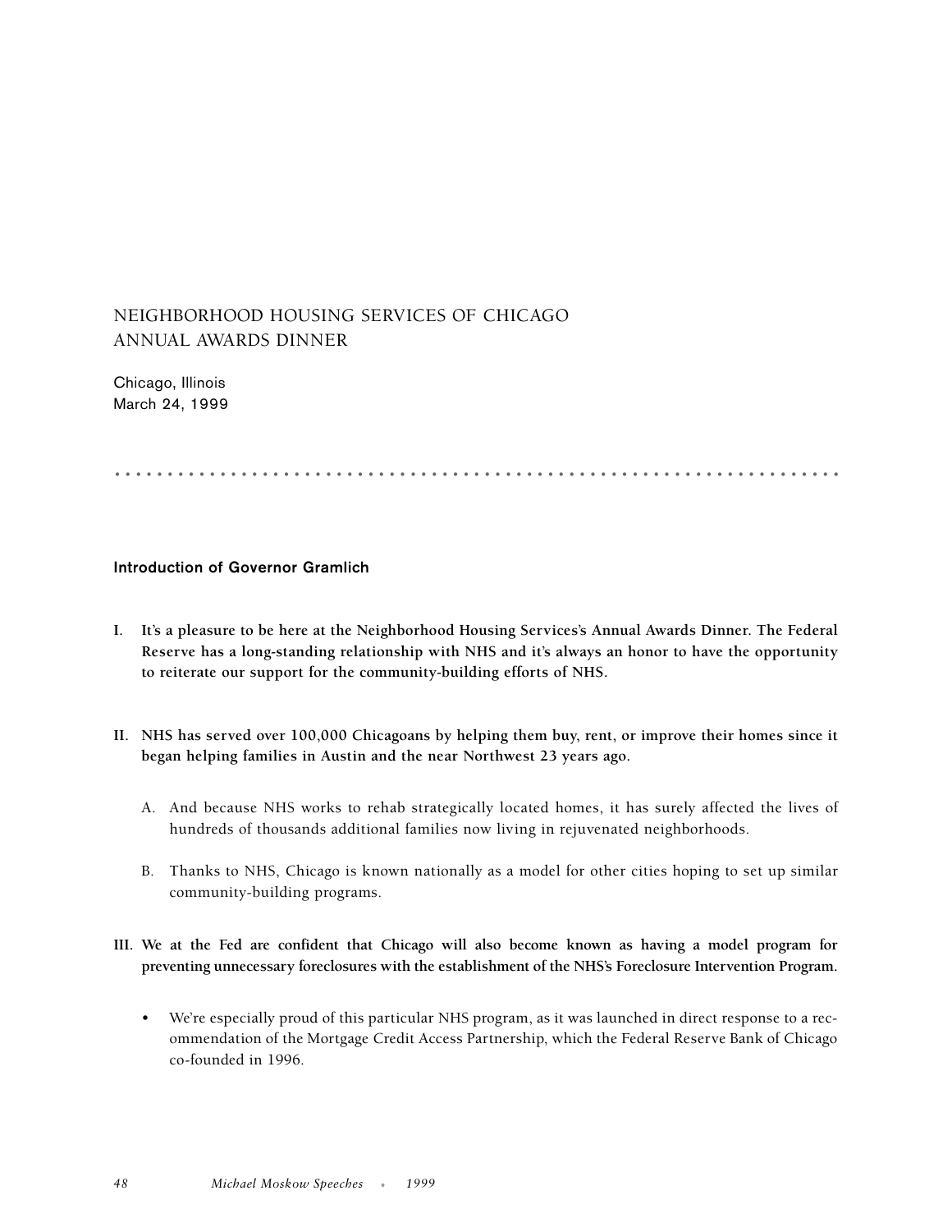# NEIGHBORHOOD HOUSING SERVICES OF CHICAGO ANNUAL AWARDS DINNER

Chicago, Illinois
March 24, 1999

## Introduction of Governor Gramlich

**I. It's a pleasure to be here at the Neighborhood Housing Services's Annual Awards Dinner. The Federal Reserve has a long-standing relationship with NHS and it's always an honor to have the opportunity to reiterate our support for the community-building efforts of NHS.**

**II. NHS has served over 100,000 Chicagoans by helping them buy, rent, or improve their homes since it began helping families in Austin and the near Northwest 23 years ago.**

A. And because NHS works to rehab strategically located homes, it has surely affected the lives of hundreds of thousands additional families now living in rejuvenated neighborhoods.

B. Thanks to NHS, Chicago is known nationally as a model for other cities hoping to set up similar community-building programs.

**III. We at the Fed are confident that Chicago will also become known as having a model program for preventing unnecessary foreclosures with the establishment of the NHS's Foreclosure Intervention Program.**

- We're especially proud of this particular NHS program, as it was launched in direct response to a recommendation of the Mortgage Credit Access Partnership, which the Federal Reserve Bank of Chicago co-founded in 1996.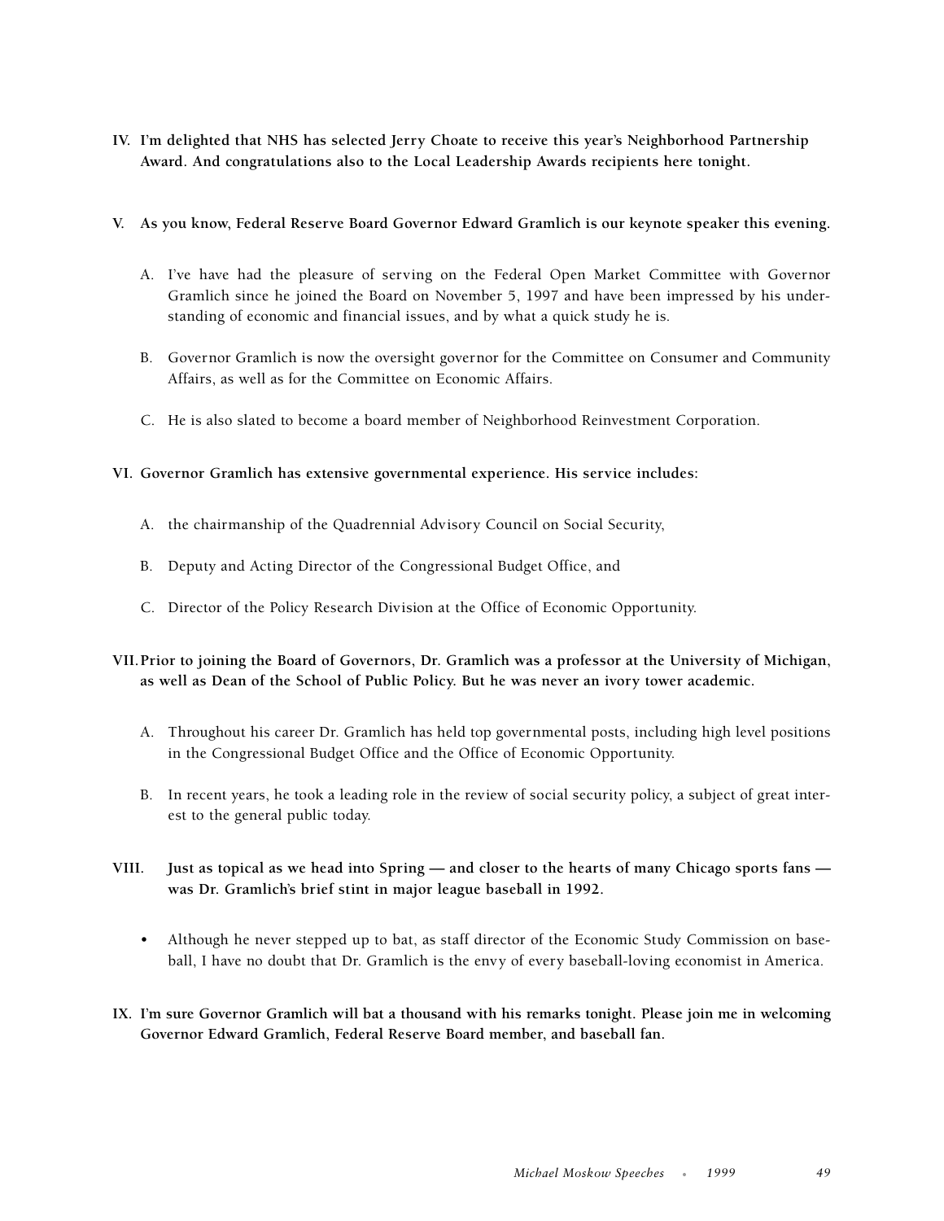**IV. I'm delighted that NHS has selected Jerry Choate to receive this year's Neighborhood Partnership Award. And congratulations also to the Local Leadership Awards recipients here tonight.**

**V. As you know, Federal Reserve Board Governor Edward Gramlich is our keynote speaker this evening.**

A. I've have had the pleasure of serving on the Federal Open Market Committee with Governor Gramlich since he joined the Board on November 5, 1997 and have been impressed by his understanding of economic and financial issues, and by what a quick study he is.

B. Governor Gramlich is now the oversight governor for the Committee on Consumer and Community Affairs, as well as for the Committee on Economic Affairs.

C. He is also slated to become a board member of Neighborhood Reinvestment Corporation.

**VI. Governor Gramlich has extensive governmental experience. His service includes:**

A. the chairmanship of the Quadrennial Advisory Council on Social Security,

B. Deputy and Acting Director of the Congressional Budget Office, and

C. Director of the Policy Research Division at the Office of Economic Opportunity.

**VII. Prior to joining the Board of Governors, Dr. Gramlich was a professor at the University of Michigan, as well as Dean of the School of Public Policy. But he was never an ivory tower academic.**

A. Throughout his career Dr. Gramlich has held top governmental posts, including high level positions in the Congressional Budget Office and the Office of Economic Opportunity.

B. In recent years, he took a leading role in the review of social security policy, a subject of great interest to the general public today.

**VIII. Just as topical as we head into Spring — and closer to the hearts of many Chicago sports fans — was Dr. Gramlich's brief stint in major league baseball in 1992.**

- Although he never stepped up to bat, as staff director of the Economic Study Commission on baseball, I have no doubt that Dr. Gramlich is the envy of every baseball-loving economist in America.

**IX. I'm sure Governor Gramlich will bat a thousand with his remarks tonight. Please join me in welcoming Governor Edward Gramlich, Federal Reserve Board member, and baseball fan.**